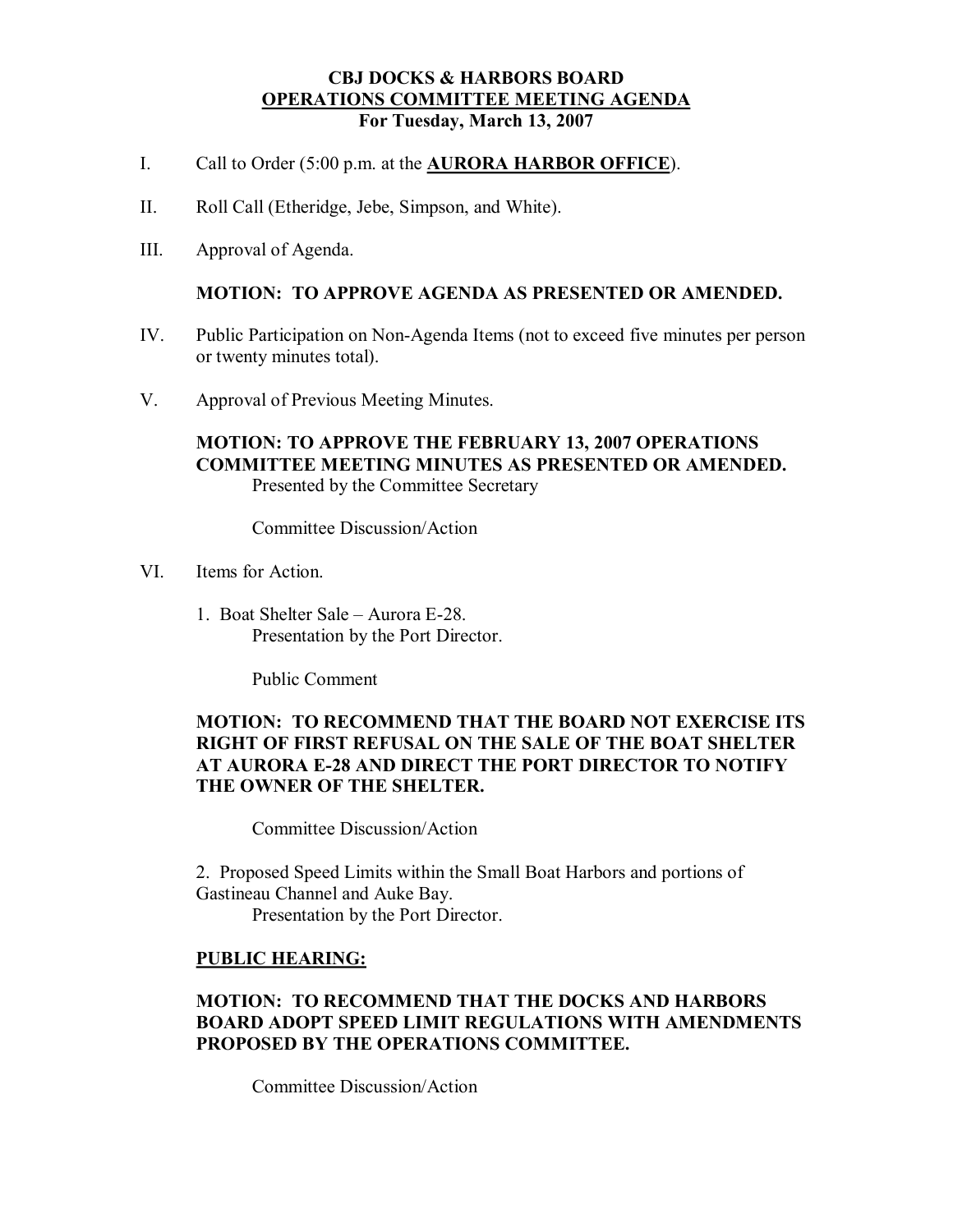# CBJ DOCKS & HARBORS BOARD

## OPERATIONS COMMITTEE MEETING AGENDA

**For Tuesday, March 13, 2007**

I. Call to Order (5:00 p.m. at the **AURORA HARBOR OFFICE**).

II. Roll Call (Etheridge, Jebe, Simpson, and White).

III. Approval of Agenda.

**MOTION: TO APPROVE AGENDA AS PRESENTED OR AMENDED.**

IV. Public Participation on Non-Agenda Items (not to exceed five minutes per person or twenty minutes total).

V. Approval of Previous Meeting Minutes.

**MOTION: TO APPROVE THE FEBRUARY 13, 2007 OPERATIONS COMMITTEE MEETING MINUTES AS PRESENTED OR AMENDED.**
Presented by the Committee Secretary

Committee Discussion/Action

VI. Items for Action.

1. Boat Shelter Sale – Aurora E-28.
   Presentation by the Port Director.

   Public Comment

   **MOTION: TO RECOMMEND THAT THE BOARD NOT EXERCISE ITS RIGHT OF FIRST REFUSAL ON THE SALE OF THE BOAT SHELTER AT AURORA E-28 AND DIRECT THE PORT DIRECTOR TO NOTIFY THE OWNER OF THE SHELTER.**

   Committee Discussion/Action

2. Proposed Speed Limits within the Small Boat Harbors and portions of Gastineau Channel and Auke Bay.
   Presentation by the Port Director.

   **PUBLIC HEARING:**

   **MOTION: TO RECOMMEND THAT THE DOCKS AND HARBORS BOARD ADOPT SPEED LIMIT REGULATIONS WITH AMENDMENTS PROPOSED BY THE OPERATIONS COMMITTEE.**

   Committee Discussion/Action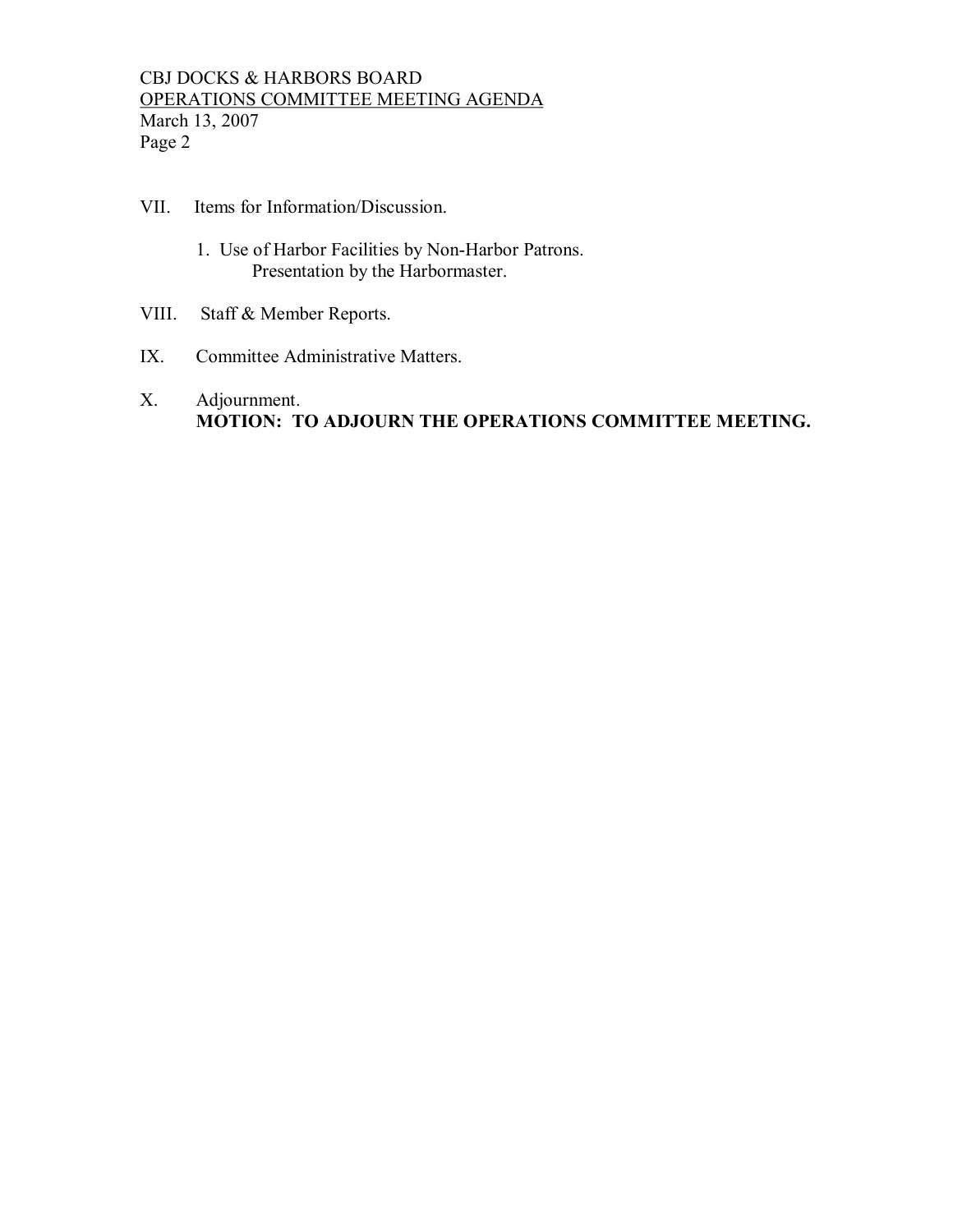VII. Items for Information/Discussion.

1. Use of Harbor Facilities by Non-Harbor Patrons.
   Presentation by the Harbormaster.

VIII. Staff & Member Reports.

IX. Committee Administrative Matters.

X. Adjournment.
   **MOTION: TO ADJOURN THE OPERATIONS COMMITTEE MEETING.**